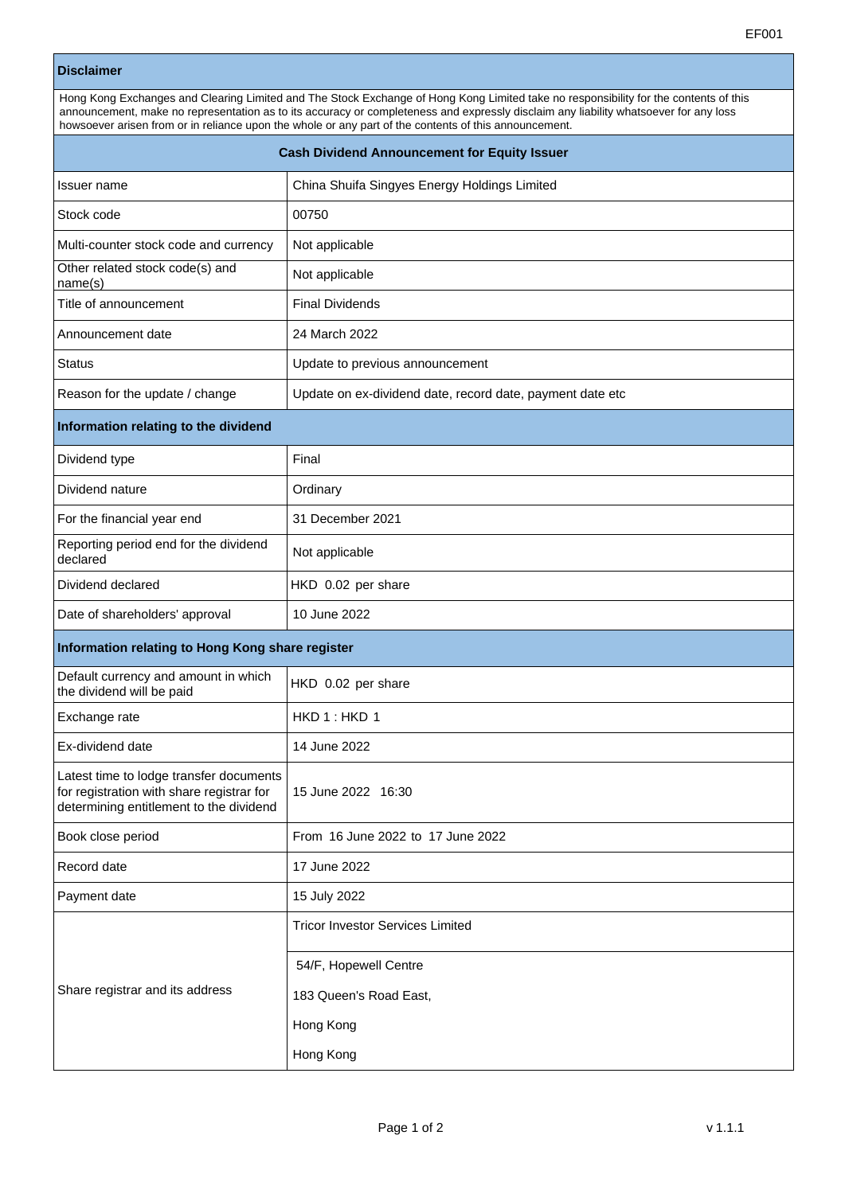EF001

| **Disclaimer** | |
|---|---|
| Hong Kong Exchanges and Clearing Limited and The Stock Exchange of Hong Kong Limited take no responsibility for the contents of this announcement, make no representation as to its accuracy or completeness and expressly disclaim any liability whatsoever for any loss howsoever arisen from or in reliance upon the whole or any part of the contents of this announcement. | |
| **Cash Dividend Announcement for Equity Issuer** | |
| Issuer name | China Shuifa Singyes Energy Holdings Limited |
| Stock code | 00750 |
| Multi-counter stock code and currency | Not applicable |
| Other related stock code(s) and name(s) | Not applicable |
| Title of announcement | Final Dividends |
| Announcement date | 24 March 2022 |
| Status | Update to previous announcement |
| Reason for the update / change | Update on ex-dividend date, record date, payment date etc |
| **Information relating to the dividend** | |
| Dividend type | Final |
| Dividend nature | Ordinary |
| For the financial year end | 31 December 2021 |
| Reporting period end for the dividend declared | Not applicable |
| Dividend declared | HKD 0.02 per share |
| Date of shareholders' approval | 10 June 2022 |
| **Information relating to Hong Kong share register** | |
| Default currency and amount in which the dividend will be paid | HKD 0.02 per share |
| Exchange rate | HKD 1 : HKD 1 |
| Ex-dividend date | 14 June 2022 |
| Latest time to lodge transfer documents for registration with share registrar for determining entitlement to the dividend | 15 June 2022 16:30 |
| Book close period | From 16 June 2022 to 17 June 2022 |
| Record date | 17 June 2022 |
| Payment date | 15 July 2022 |
| Share registrar and its address | Tricor Investor Services Limited<br>54/F, Hopewell Centre<br>183 Queen's Road East,<br>Hong Kong<br>Hong Kong |

v 1.1.1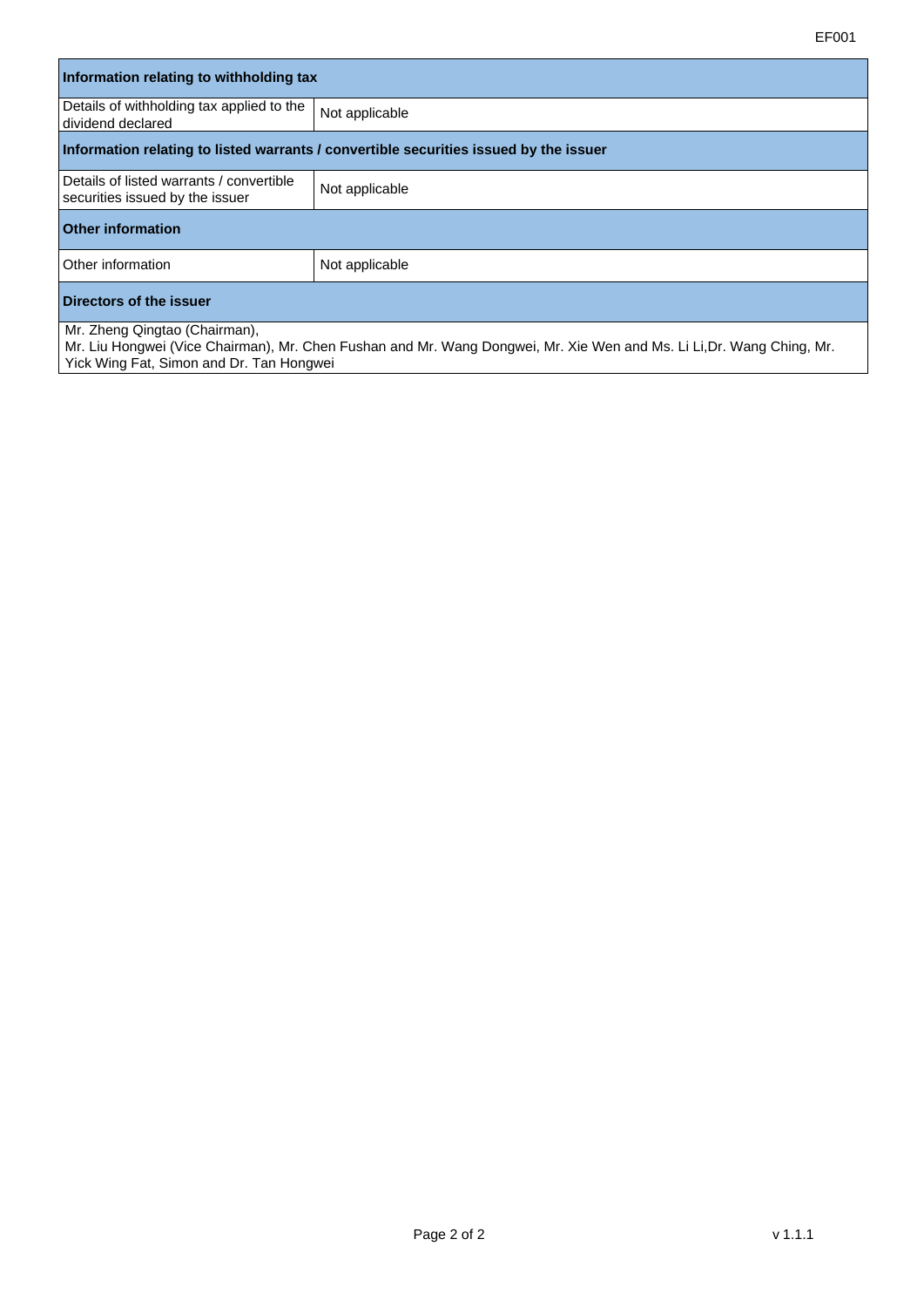## Information relating to withholding tax

| | |
|---|---|
| Details of withholding tax applied to the dividend declared | Not applicable |

## Information relating to listed warrants / convertible securities issued by the issuer

| | |
|---|---|
| Details of listed warrants / convertible securities issued by the issuer | Not applicable |

## Other information

| | |
|---|---|
| Other information | Not applicable |

## Directors of the issuer

Mr. Zheng Qingtao (Chairman),
Mr. Liu Hongwei (Vice Chairman), Mr. Chen Fushan and Mr. Wang Dongwei, Mr. Xie Wen and Ms. Li Li,Dr. Wang Ching, Mr. Yick Wing Fat, Simon and Dr. Tan Hongwei